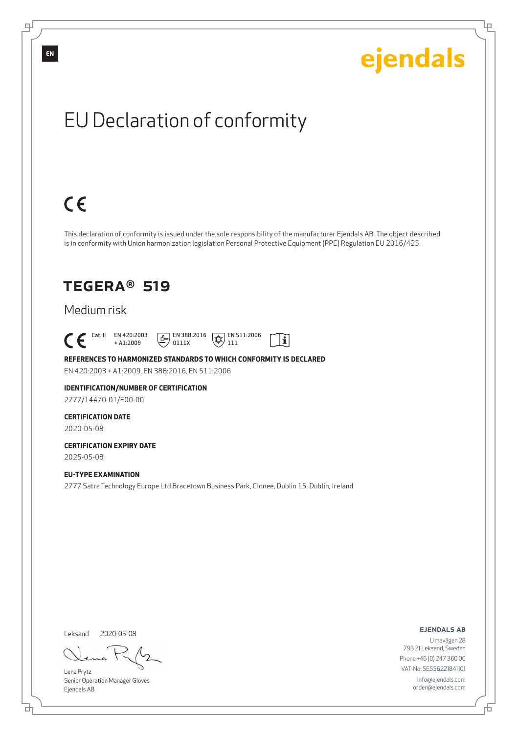EN

ejendals

# EU Declaration of conformity

CE

This declaration of conformity is issued under the sole responsibility of the manufacturer Ejendals AB. The object described is in conformity with Union harmonization legislation Personal Protective Equipment (PPE) Regulation EU 2016/425.

## TEGERA® 519

Medium risk

CE Cat. II EN 420:2003 + A1:2009 EN 388:2016 0111X EN 511:2006 111

**REFERENCES TO HARMONIZED STANDARDS TO WHICH CONFORMITY IS DECLARED**

EN 420:2003 + A1:2009, EN 388:2016, EN 511:2006

**IDENTIFICATION/NUMBER OF CERTIFICATION**

2777/14470-01/E00-00

**CERTIFICATION DATE**

2020-05-08

**CERTIFICATION EXPIRY DATE**

2025-05-08

**EU-TYPE EXAMINATION**

2777 Satra Technology Europe Ltd Bracetown Business Park, Clonee, Dublin 15, Dublin, Ireland

Leksand 2020-05-08

Lena Prytz
Senior Operation Manager Gloves
Ejendals AB

**EJENDALS AB**
Limavägen 28
793 21 Leksand, Sweden
Phone +46 (0) 247 360 00
VAT-No: SE556221841101
info@ejendals.com
order@ejendals.com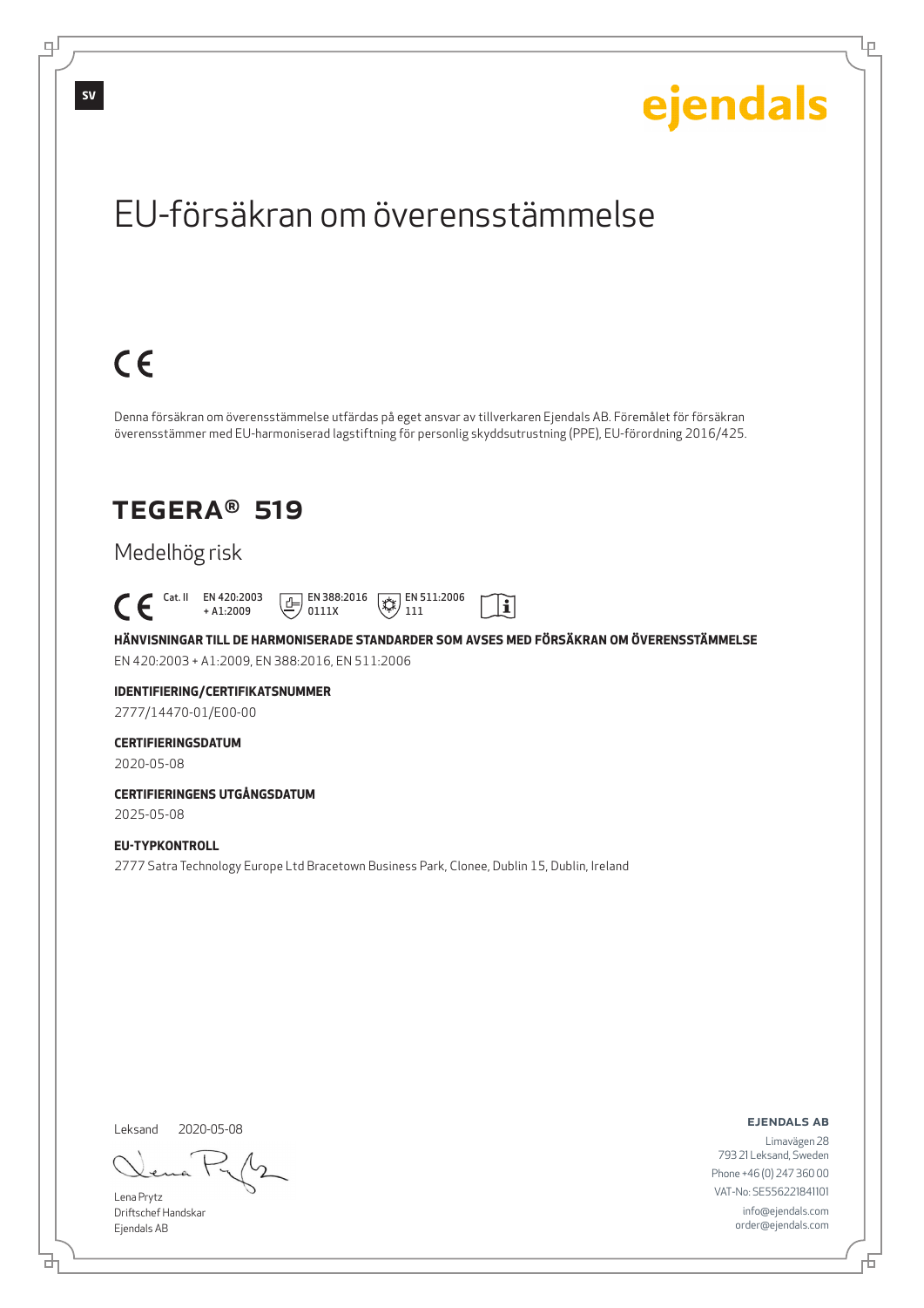SV

ejendals

# EU-försäkran om överensstämmelse

CE

Denna försäkran om överensstämmelse utfärdas på eget ansvar av tillverkaren Ejendals AB. Föremålet för försäkran överensstämmer med EU-harmoniserad lagstiftning för personlig skyddsutrustning (PPE), EU-förordning 2016/425.

## TEGERA® 519

Medelhög risk

CE Cat. II EN 420:2003 + A1:2009 EN 388:2016 0111X EN 511:2006 111

**HÄNVISNINGAR TILL DE HARMONISERADE STANDARDER SOM AVSES MED FÖRSÄKRAN OM ÖVERENSSTÄMMELSE**

EN 420:2003 + A1:2009, EN 388:2016, EN 511:2006

**IDENTIFIERING/CERTIFIKATSNUMMER**

2777/14470-01/E00-00

**CERTIFIERINGSDATUM**

2020-05-08

**CERTIFIERINGENS UTGÅNGSDATUM**

2025-05-08

**EU-TYPKONTROLL**

2777 Satra Technology Europe Ltd Bracetown Business Park, Clonee, Dublin 15, Dublin, Ireland

Leksand 2020-05-08

Lena Prytz
Driftschef Handskar
Ejendals AB

**EJENDALS AB**
Limavägen 28
793 21 Leksand, Sweden
Phone +46 (0) 247 360 00
VAT-No: SE556221841101
info@ejendals.com
order@ejendals.com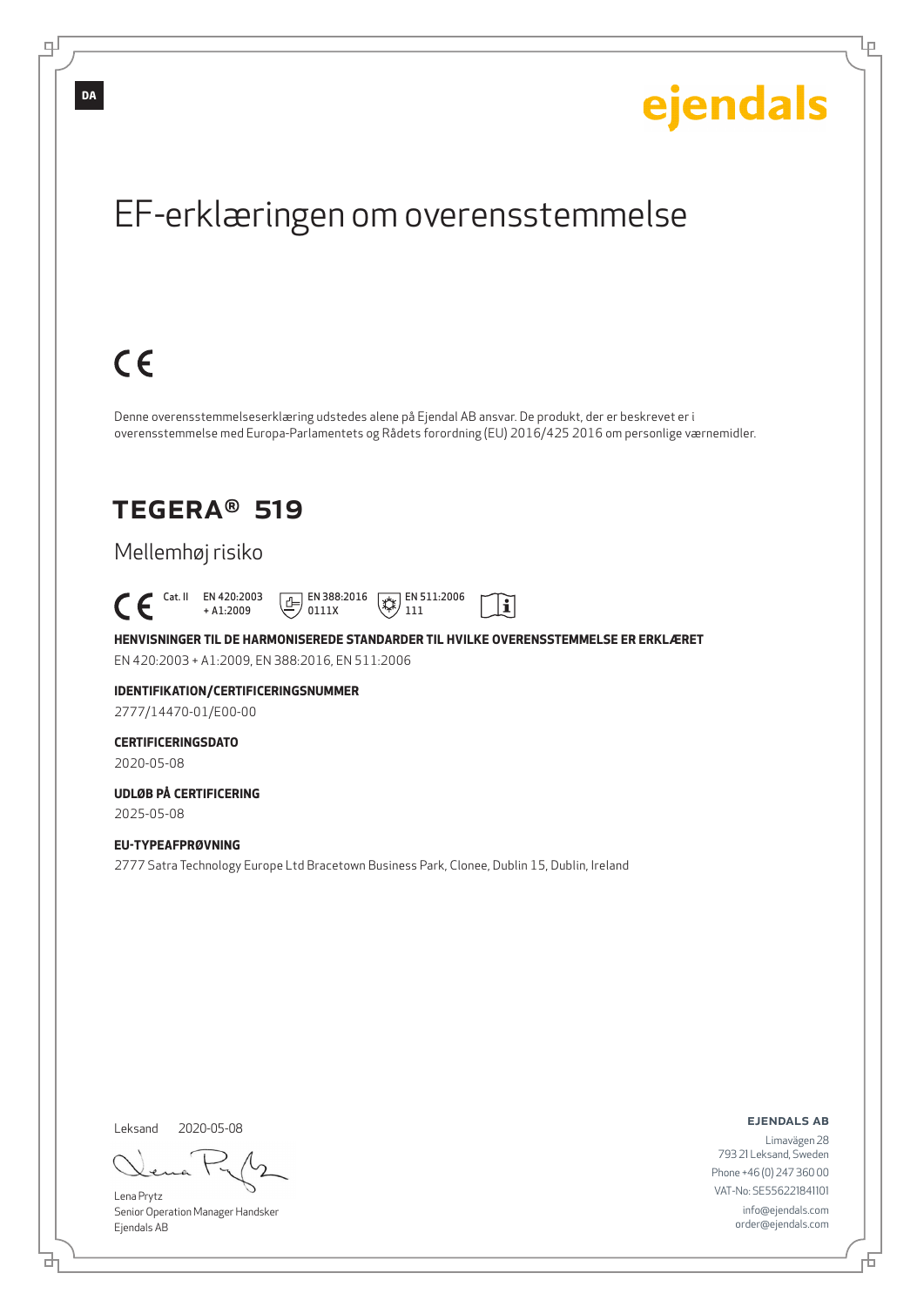# EF-erklæringen om overensstemmelse

CE

Denne overensstemmelseserklæring udstedes alene på Ejendal AB ansvar. De produkt, der er beskrevet er i overensstemmelse med Europa-Parlamentets og Rådets forordning (EU) 2016/425 2016 om personlige værnemidler.

## TEGERA® 519

Mellemhøj risiko

CE Cat. II EN 420:2003 + A1:2009 EN 388:2016 0111X EN 511:2006 111

**HENVISNINGER TIL DE HARMONISEREDE STANDARDER TIL HVILKE OVERENSSTEMMELSE ER ERKLÆRET**

EN 420:2003 + A1:2009, EN 388:2016, EN 511:2006

**IDENTIFIKATION/CERTIFICERINGSNUMMER**

2777/14470-01/E00-00

**CERTIFICERINGSDATO**

2020-05-08

**UDLØB PÅ CERTIFICERING**

2025-05-08

**EU-TYPEAFPRØVNING**

2777 Satra Technology Europe Ltd Bracetown Business Park, Clonee, Dublin 15, Dublin, Ireland

Leksand 2020-05-08

Lena Prytz
Senior Operation Manager Handsker
Ejendals AB

**EJENDALS AB**
Limavägen 28
793 21 Leksand, Sweden
Phone +46 (0) 247 360 00
VAT-No: SE556221841101
info@ejendals.com
order@ejendals.com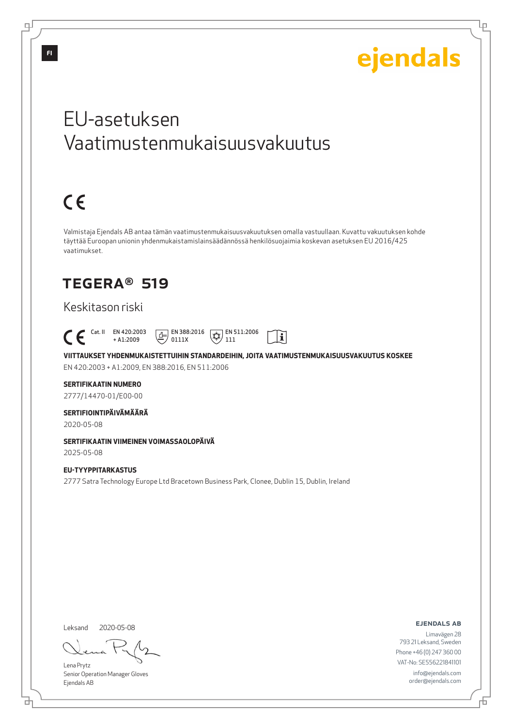FI

ejendals

# EU-asetuksen Vaatimustenmukaisuusvakuutus

CE

Valmistaja Ejendals AB antaa tämän vaatimustenmukaisuusvakuutuksen omalla vastuullaan. Kuvattu vakuutuksen kohde täyttää Euroopan unionin yhdenmukaistamislainsäädännössä henkilösuojaimia koskevan asetuksen EU 2016/425 vaatimukset.

## TEGERA® 519

Keskitason riski

CE Cat. II EN 420:2003 + A1:2009 EN 388:2016 0111X EN 511:2006 111

**VIITTAUKSET YHDENMUKAISTETTUIHIN STANDARDEIHIN, JOITA VAATIMUSTENMUKAISUUSVAKUUTUS KOSKEE**

EN 420:2003 + A1:2009, EN 388:2016, EN 511:2006

**SERTIFIKAATIN NUMERO**

2777/14470-01/E00-00

**SERTIFIOINTIPÄIVÄMÄÄRÄ**

2020-05-08

**SERTIFIKAATIN VIIMEINEN VOIMASSAOLOPÄIVÄ**

2025-05-08

**EU-TYYPPITARKASTUS**

2777 Satra Technology Europe Ltd Bracetown Business Park, Clonee, Dublin 15, Dublin, Ireland

Leksand 2020-05-08

Lena Prytz
Senior Operation Manager Gloves
Ejendals AB

**EJENDALS AB**
Limavägen 28
793 21 Leksand, Sweden
Phone +46 (0) 247 360 00
VAT-No: SE556221841101
info@ejendals.com
order@ejendals.com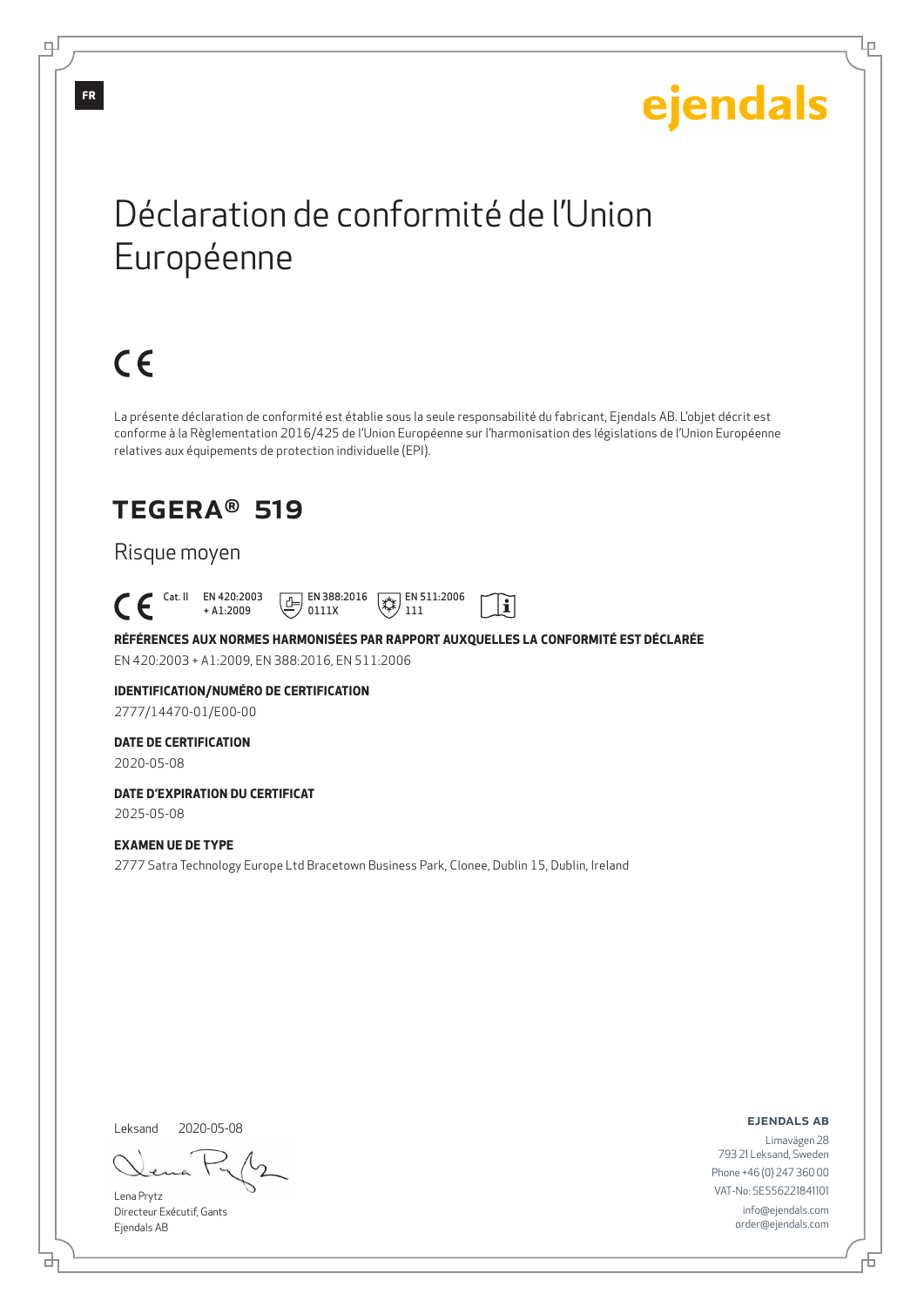FR

ejendals

# Déclaration de conformité de l'Union Européenne

CE

La présente déclaration de conformité est établie sous la seule responsabilité du fabricant, Ejendals AB. L'objet décrit est conforme à la Règlementation 2016/425 de l'Union Européenne sur l'harmonisation des législations de l'Union Européenne relatives aux équipements de protection individuelle (EPI).

## TEGERA® 519

Risque moyen

CE Cat. II EN 420:2003 + A1:2009 EN 388:2016 0111X EN 511:2006 111

**RÉFÉRENCES AUX NORMES HARMONISÉES PAR RAPPORT AUXQUELLES LA CONFORMITÉ EST DÉCLARÉE**

EN 420:2003 + A1:2009, EN 388:2016, EN 511:2006

**IDENTIFICATION/NUMÉRO DE CERTIFICATION**

2777/14470-01/E00-00

**DATE DE CERTIFICATION**

2020-05-08

**DATE D'EXPIRATION DU CERTIFICAT**

2025-05-08

**EXAMEN UE DE TYPE**

2777 Satra Technology Europe Ltd Bracetown Business Park, Clonee, Dublin 15, Dublin, Ireland

Leksand 2020-05-08

Lena Prytz
Directeur Exécutif, Gants
Ejendals AB

**EJENDALS AB**
Limavägen 28
793 21 Leksand, Sweden
Phone +46 (0) 247 360 00
VAT-No: SE556221841101
info@ejendals.com
order@ejendals.com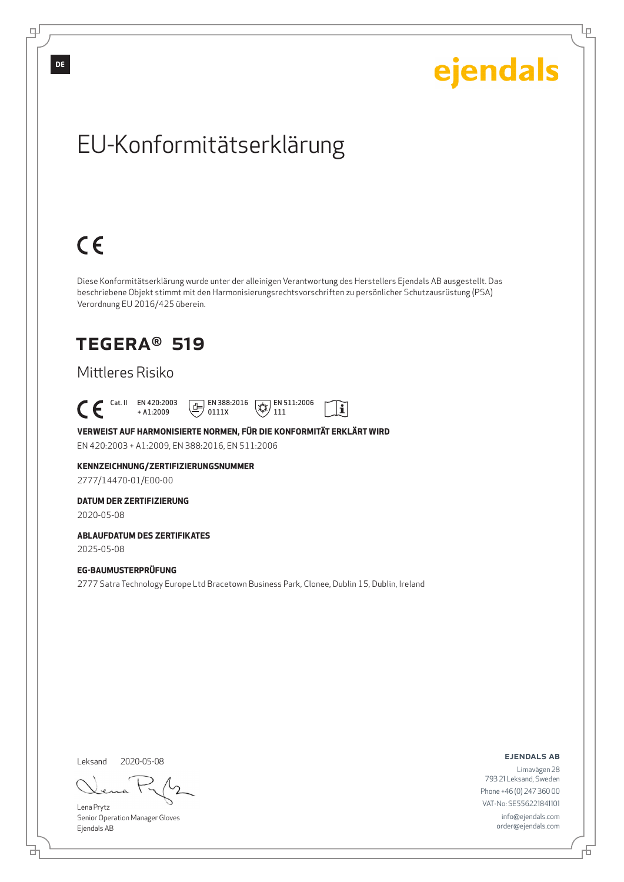DE

ejendals

# EU-Konformitätserklärung

CE

Diese Konformitätserklärung wurde unter der alleinigen Verantwortung des Herstellers Ejendals AB ausgestellt. Das beschriebene Objekt stimmt mit den Harmonisierungsrechtsvorschriften zu persönlicher Schutzausrüstung (PSA) Verordnung EU 2016/425 überein.

## TEGERA® 519

Mittleres Risiko

CE Cat. II EN 420:2003 + A1:2009 EN 388:2016 0111X EN 511:2006 111

**VERWEIST AUF HARMONISIERTE NORMEN, FÜR DIE KONFORMITÄT ERKLÄRT WIRD**

EN 420:2003 + A1:2009, EN 388:2016, EN 511:2006

**KENNZEICHNUNG/ZERTIFIZIERUNGSNUMMER**

2777/14470-01/E00-00

**DATUM DER ZERTIFIZIERUNG**

2020-05-08

**ABLAUFDATUM DES ZERTIFIKATES**

2025-05-08

**EG-BAUMUSTERPRÜFUNG**

2777 Satra Technology Europe Ltd Bracetown Business Park, Clonee, Dublin 15, Dublin, Ireland

Leksand 2020-05-08

Lena Prytz
Senior Operation Manager Gloves
Ejendals AB

**EJENDALS AB**
Limavägen 28
793 21 Leksand, Sweden
Phone +46 (0) 247 360 00
VAT-No: SE556221841101
info@ejendals.com
order@ejendals.com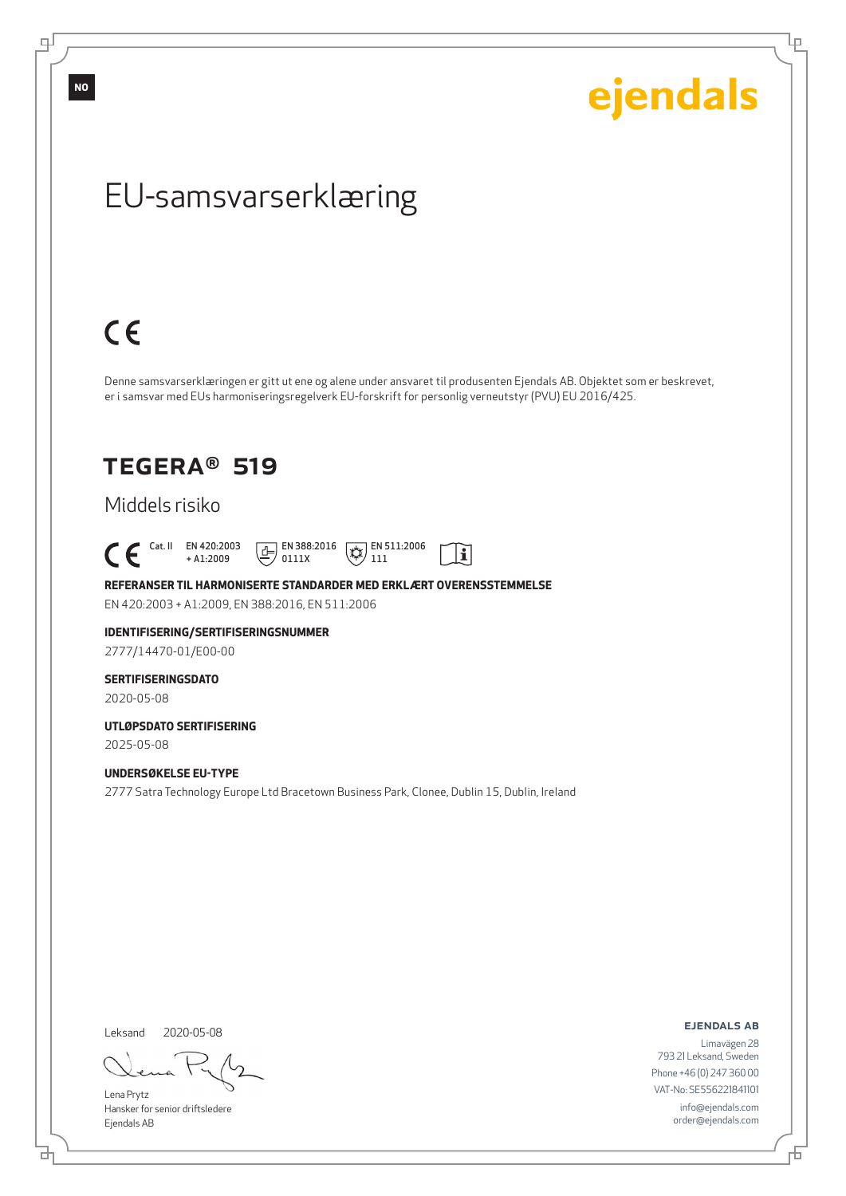NO

ejendals

# EU-samsvarserklæring

CE

Denne samsvarserklæringen er gitt ut ene og alene under ansvaret til produsenten Ejendals AB. Objektet som er beskrevet, er i samsvar med EUs harmoniseringsregelverk EU-forskrift for personlig verneutstyr (PVU) EU 2016/425.

## TEGERA® 519

### Middels risiko

CE Cat. II EN 420:2003 + A1:2009 EN 388:2016 0111X EN 511:2006 111

**REFERANSER TIL HARMONISERTE STANDARDER MED ERKLÆRT OVERENSSTEMMELSE**

EN 420:2003 + A1:2009, EN 388:2016, EN 511:2006

**IDENTIFISERING/SERTIFISERINGSNUMMER**

2777/14470-01/E00-00

**SERTIFISERINGSDATO**

2020-05-08

**UTLØPSDATO SERTIFISERING**

2025-05-08

**UNDERSØKELSE EU-TYPE**

2777 Satra Technology Europe Ltd Bracetown Business Park, Clonee, Dublin 15, Dublin, Ireland

Leksand 2020-05-08

Lena Prytz
Hansker for senior driftsledere
Ejendals AB

**EJENDALS AB**
Limavägen 28
793 21 Leksand, Sweden
Phone +46 (0) 247 360 00
VAT-No: SE556221841101
info@ejendals.com
order@ejendals.com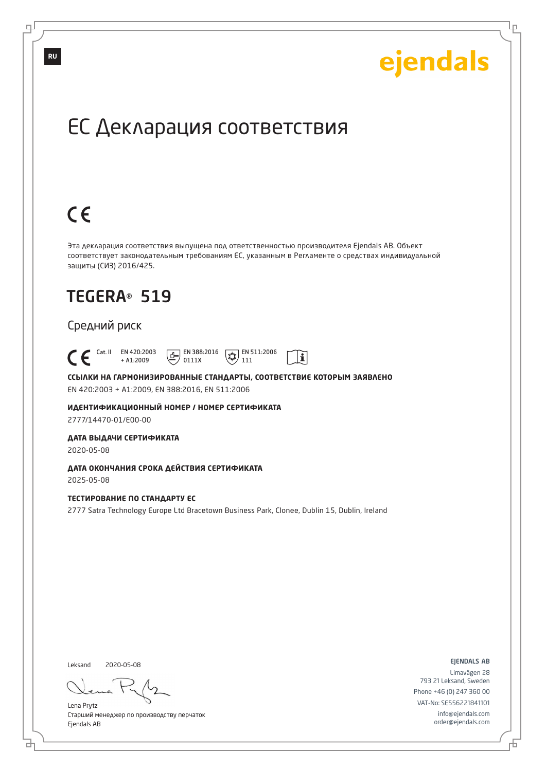RU

ejendals

# ЕС Декларация соответствия

CE

Эта декларация соответствия выпущена под ответственностью производителя Ejendals AB. Объект соответствует законодательным требованиям ЕС, указанным в Регламенте о средствах индивидуальной защиты (СИЗ) 2016/425.

## TEGERA® 519

### Средний риск

CE Cat. II EN 420:2003 + A1:2009 EN 388:2016 0111X EN 511:2006 111

**ССЫЛКИ НА ГАРМОНИЗИРОВАННЫЕ СТАНДАРТЫ, СООТВЕТСТВИЕ КОТОРЫМ ЗАЯВЛЕНО**

EN 420:2003 + A1:2009, EN 388:2016, EN 511:2006

**ИДЕНТИФИКАЦИОННЫЙ НОМЕР / НОМЕР СЕРТИФИКАТА**

2777/14470-01/E00-00

**ДАТА ВЫДАЧИ СЕРТИФИКАТА**

2020-05-08

**ДАТА ОКОНЧАНИЯ СРОКА ДЕЙСТВИЯ СЕРТИФИКАТА**

2025-05-08

**ТЕСТИРОВАНИЕ ПО СТАНДАРТУ ЕС**

2777 Satra Technology Europe Ltd Bracetown Business Park, Clonee, Dublin 15, Dublin, Ireland

Leksand 2020-05-08

Lena Prytz
Старший менеджер по производству перчаток
Ejendals AB

EJENDALS AB
Limavägen 28
793 21 Leksand, Sweden
Phone +46 (0) 247 360 00
VAT-No: SE556221841101
info@ejendals.com
order@ejendals.com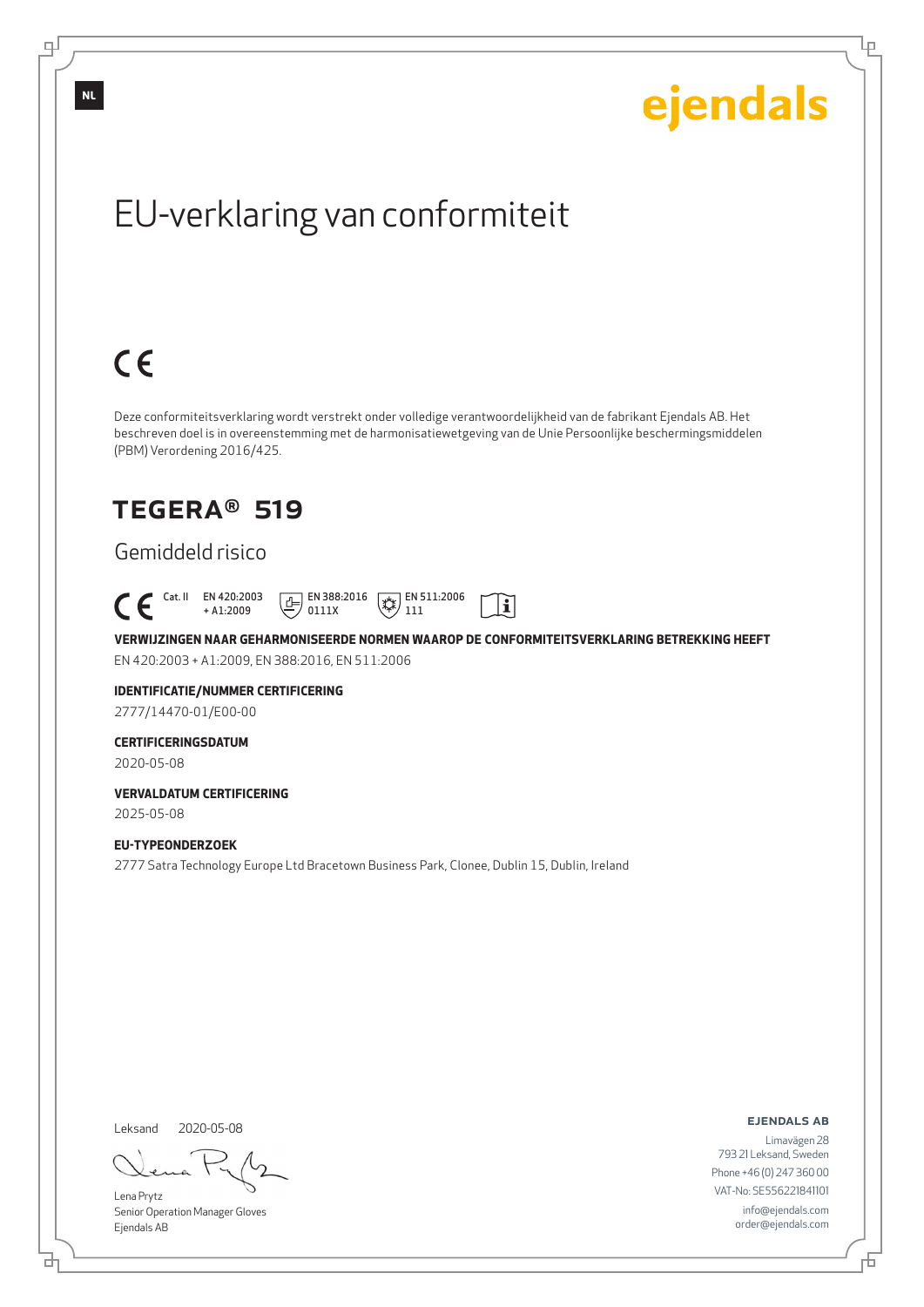NL

ejendals

# EU-verklaring van conformiteit

CE

Deze conformiteitsverklaring wordt verstrekt onder volledige verantwoordelijkheid van de fabrikant Ejendals AB. Het beschreven doel is in overeenstemming met de harmonisatiewetgeving van de Unie Persoonlijke beschermingsmiddelen (PBM) Verordening 2016/425.

## TEGERA® 519

### Gemiddeld risico

CE Cat. II EN 420:2003 + A1:2009 EN 388:2016 0111X EN 511:2006 111

**VERWIJZINGEN NAAR GEHARMONISEERDE NORMEN WAAROP DE CONFORMITEITSVERKLARING BETREKKING HEEFT**

EN 420:2003 + A1:2009, EN 388:2016, EN 511:2006

**IDENTIFICATIE/NUMMER CERTIFICERING**

2777/14470-01/E00-00

**CERTIFICERINGSDATUM**

2020-05-08

**VERVALDATUM CERTIFICERING**

2025-05-08

**EU-TYPEONDERZOEK**

2777 Satra Technology Europe Ltd Bracetown Business Park, Clonee, Dublin 15, Dublin, Ireland

Leksand 2020-05-08

Lena Prytz
Senior Operation Manager Gloves
Ejendals AB

**EJENDALS AB**
Limavägen 28
793 21 Leksand, Sweden
Phone +46 (0) 247 360 00
VAT-No: SE556221841101
info@ejendals.com
order@ejendals.com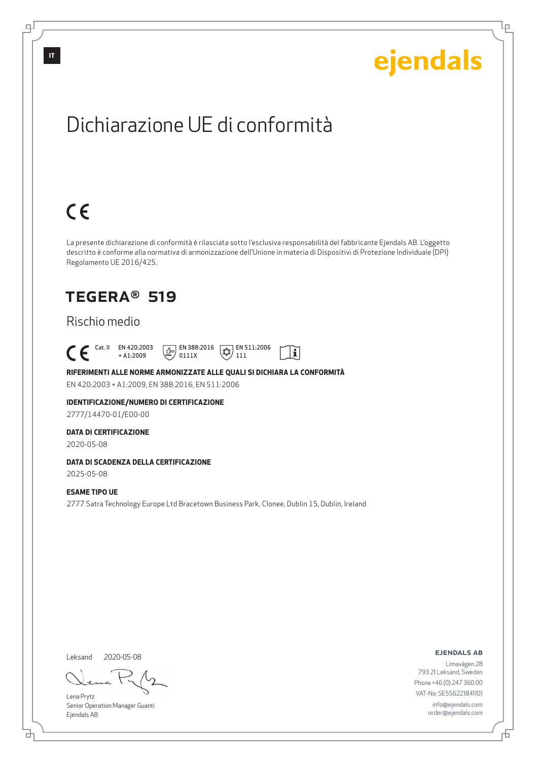IT

ejendals

# Dichiarazione UE di conformità

CE

La presente dichiarazione di conformità è rilasciata sotto l'esclusiva responsabilità del fabbricante Ejendals AB. L'oggetto descritto è conforme alla normativa di armonizzazione dell'Unione in materia di Dispositivi di Protezione Individuale (DPI) Regolamento UE 2016/425.

## TEGERA® 519

Rischio medio

CE Cat. II EN 420:2003 + A1:2009 EN 388:2016 0111X EN 511:2006 111

**RIFERIMENTI ALLE NORME ARMONIZZATE ALLE QUALI SI DICHIARA LA CONFORMITÀ**

EN 420:2003 + A1:2009, EN 388:2016, EN 511:2006

**IDENTIFICAZIONE/NUMERO DI CERTIFICAZIONE**

2777/14470-01/E00-00

**DATA DI CERTIFICAZIONE**

2020-05-08

**DATA DI SCADENZA DELLA CERTIFICAZIONE**

2025-05-08

**ESAME TIPO UE**

2777 Satra Technology Europe Ltd Bracetown Business Park, Clonee, Dublin 15, Dublin, Ireland

Leksand 2020-05-08

Lena Prytz
Senior Operation Manager Guanti
Ejendals AB

**EJENDALS AB**
Limavägen 28
793 21 Leksand, Sweden
Phone +46 (0) 247 360 00
VAT-No: SE556221841101
info@ejendals.com
order@ejendals.com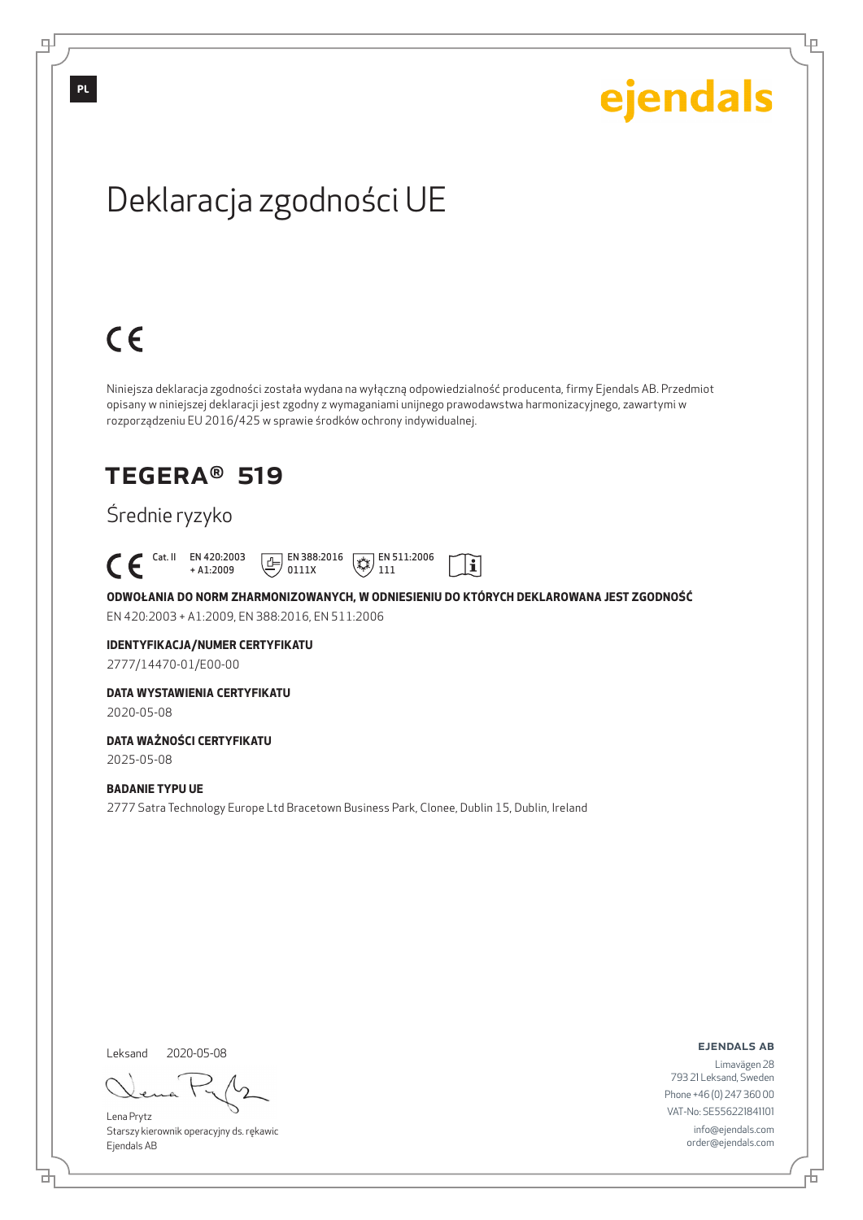PL

ejendals

# Deklaracja zgodności UE

CE

Niniejsza deklaracja zgodności została wydana na wyłączną odpowiedzialność producenta, firmy Ejendals AB. Przedmiot opisany w niniejszej deklaracji jest zgodny z wymaganiami unijnego prawodawstwa harmonizacyjnego, zawartymi w rozporządzeniu EU 2016/425 w sprawie środków ochrony indywidualnej.

## TEGERA® 519

Średnie ryzyko

CE Cat. II EN 420:2003 + A1:2009 EN 388:2016 0111X EN 511:2006 111

**ODWOŁANIA DO NORM ZHARMONIZOWANYCH, W ODNIESIENIU DO KTÓRYCH DEKLAROWANA JEST ZGODNOŚĆ**

EN 420:2003 + A1:2009, EN 388:2016, EN 511:2006

**IDENTYFIKACJA/NUMER CERTYFIKATU**

2777/14470-01/E00-00

**DATA WYSTAWIENIA CERTYFIKATU**

2020-05-08

**DATA WAŻNOŚCI CERTYFIKATU**

2025-05-08

**BADANIE TYPU UE**

2777 Satra Technology Europe Ltd Bracetown Business Park, Clonee, Dublin 15, Dublin, Ireland

Leksand 2020-05-08

Lena Prytz
Starszy kierownik operacyjny ds. rękawic
Ejendals AB

**EJENDALS AB**
Limavägen 28
793 21 Leksand, Sweden
Phone +46 (0) 247 360 00
VAT-No: SE556221841101
info@ejendals.com
order@ejendals.com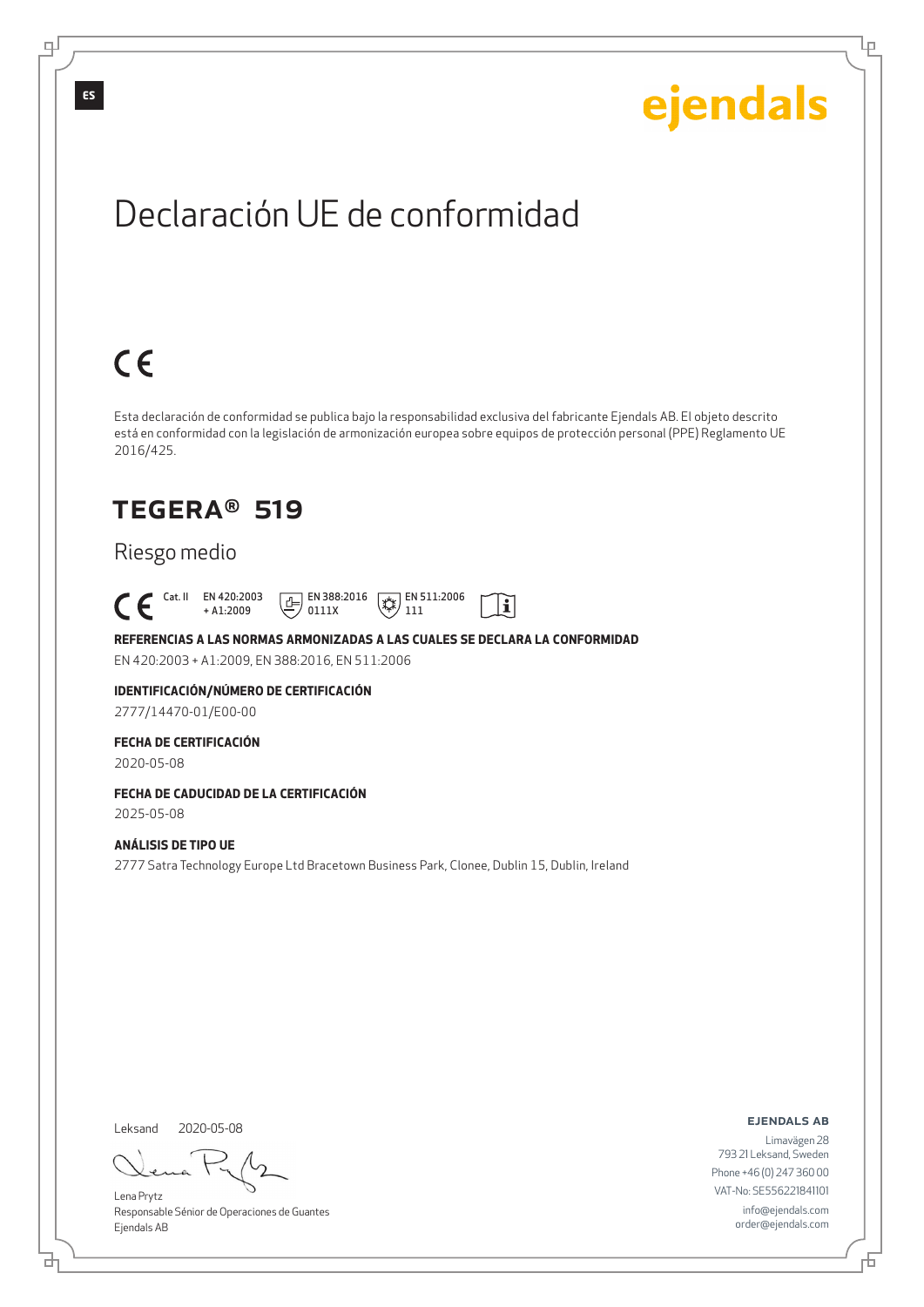ES

ejendals

# Declaración UE de conformidad

CE

Esta declaración de conformidad se publica bajo la responsabilidad exclusiva del fabricante Ejendals AB. El objeto descrito está en conformidad con la legislación de armonización europea sobre equipos de protección personal (PPE) Reglamento UE 2016/425.

## TEGERA® 519

Riesgo medio

CE Cat. II EN 420:2003 + A1:2009 EN 388:2016 0111X EN 511:2006 111

**REFERENCIAS A LAS NORMAS ARMONIZADAS A LAS CUALES SE DECLARA LA CONFORMIDAD**

EN 420:2003 + A1:2009, EN 388:2016, EN 511:2006

**IDENTIFICACIÓN/NÚMERO DE CERTIFICACIÓN**

2777/14470-01/E00-00

**FECHA DE CERTIFICACIÓN**

2020-05-08

**FECHA DE CADUCIDAD DE LA CERTIFICACIÓN**

2025-05-08

**ANÁLISIS DE TIPO UE**

2777 Satra Technology Europe Ltd Bracetown Business Park, Clonee, Dublin 15, Dublin, Ireland

Leksand 2020-05-08

Lena Prytz
Responsable Sénior de Operaciones de Guantes
Ejendals AB

**EJENDALS AB**
Limavägen 28
793 21 Leksand, Sweden
Phone +46 (0) 247 360 00
VAT-No: SE556221841101
info@ejendals.com
order@ejendals.com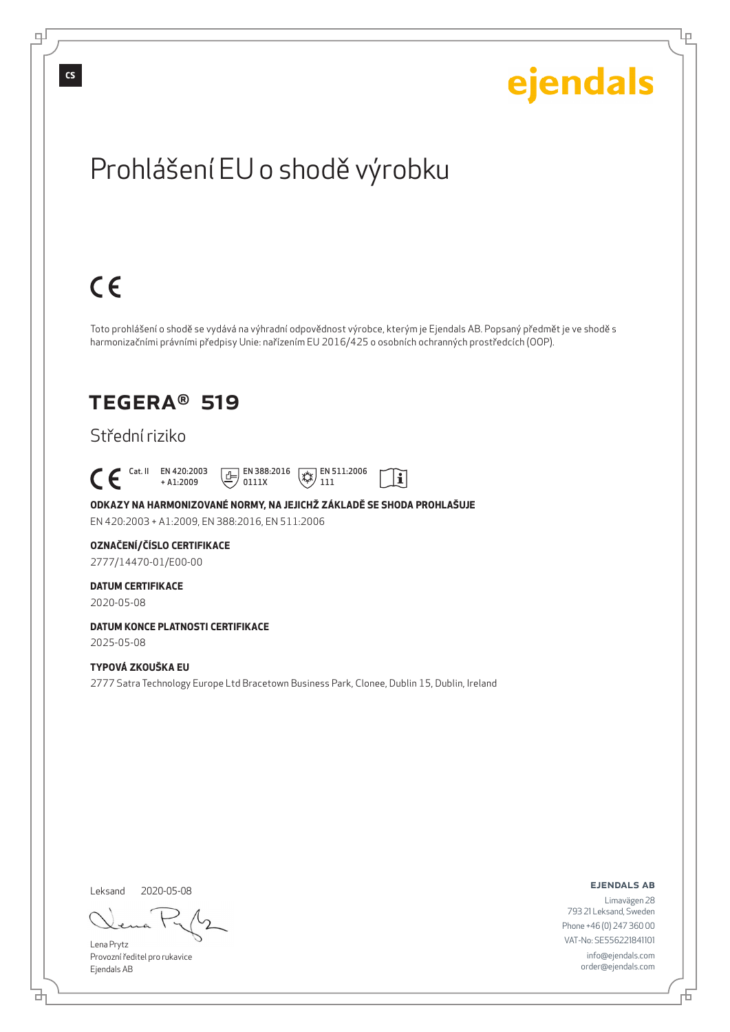ejendals

# Prohlášení EU o shodě výrobku

CE

Toto prohlášení o shodě se vydává na výhradní odpovědnost výrobce, kterým je Ejendals AB. Popsaný předmět je ve shodě s harmonizačními právními předpisy Unie: nařízením EU 2016/425 o osobních ochranných prostředcích (OOP).

## TEGERA® 519

Střední riziko

CE Cat. II EN 420:2003 + A1:2009 EN 388:2016 0111X EN 511:2006 111

**ODKAZY NA HARMONIZOVANÉ NORMY, NA JEJICHŽ ZÁKLADĚ SE SHODA PROHLAŠUJE**

EN 420:2003 + A1:2009, EN 388:2016, EN 511:2006

**OZNAČENÍ/ČÍSLO CERTIFIKACE**

2777/14470-01/E00-00

**DATUM CERTIFIKACE**

2020-05-08

**DATUM KONCE PLATNOSTI CERTIFIKACE**

2025-05-08

**TYPOVÁ ZKOUŠKA EU**

2777 Satra Technology Europe Ltd Bracetown Business Park, Clonee, Dublin 15, Dublin, Ireland

Leksand 2020-05-08

Lena Prytz
Provozní ředitel pro rukavice
Ejendals AB

**EJENDALS AB**
Limavägen 28
793 21 Leksand, Sweden
Phone +46 (0) 247 360 00
VAT-No: SE556221841101
info@ejendals.com
order@ejendals.com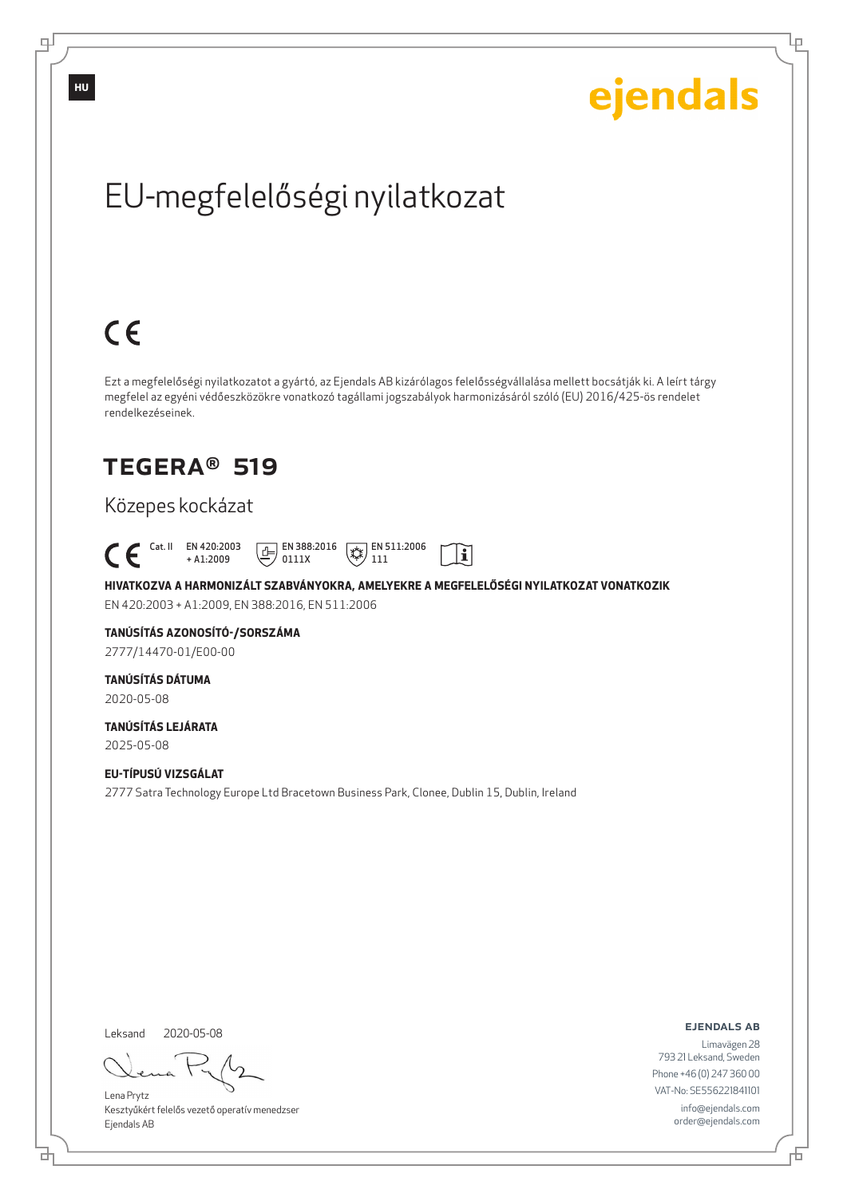HU

ejendals

# EU-megfelelőségi nyilatkozat

CE

Ezt a megfelelőségi nyilatkozatot a gyártó, az Ejendals AB kizárólagos felelősségvállalása mellett bocsátják ki. A leírt tárgy megfelel az egyéni védőeszközökre vonatkozó tagállami jogszabályok harmonizásáról szóló (EU) 2016/425-ös rendelet rendelkezéseinek.

## TEGERA® 519

Közepes kockázat

CE Cat. II EN 420:2003 + A1:2009 EN 388:2016 0111X EN 511:2006 111

**HIVATKOZVA A HARMONIZÁLT SZABVÁNYOKRA, AMELYEKRE A MEGFELELŐSÉGI NYILATKOZAT VONATKOZIK**

EN 420:2003 + A1:2009, EN 388:2016, EN 511:2006

**TANÚSÍTÁS AZONOSÍTÓ-/SORSZÁMA**

2777/14470-01/E00-00

**TANÚSÍTÁS DÁTUMA**

2020-05-08

**TANÚSÍTÁS LEJÁRATA**

2025-05-08

**EU-TÍPUSÚ VIZSGÁLAT**

2777 Satra Technology Europe Ltd Bracetown Business Park, Clonee, Dublin 15, Dublin, Ireland

Leksand 2020-05-08

Lena Prytz
Kesztyűkért felelős vezető operatív menedzser
Ejendals AB

**EJENDALS AB**

Limavägen 28
793 21 Leksand, Sweden
Phone +46 (0) 247 360 00
VAT-No: SE556221841101
info@ejendals.com
order@ejendals.com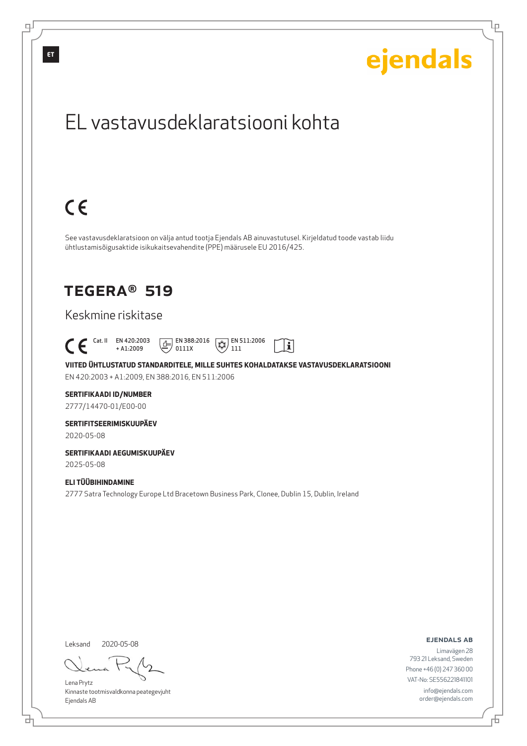ET

ejendals

# EL vastavusdeklaratsiooni kohta

CE

See vastavusdeklaratsioon on välja antud tootja Ejendals AB ainuvastutusel. Kirjeldatud toode vastab liidu ühtlustamisõigusaktide isikukaitsevahendite (PPE) määrusele EU 2016/425.

## TEGERA® 519

Keskmine riskitase

CE Cat. II EN 420:2003 + A1:2009 EN 388:2016 0111X EN 511:2006 111

**VIITED ÜHTLUSTATUD STANDARDITELE, MILLE SUHTES KOHALDATAKSE VASTAVUSDEKLARATSIOONI**

EN 420:2003 + A1:2009, EN 388:2016, EN 511:2006

**SERTIFIKAADI ID/NUMBER**

2777/14470-01/E00-00

**SERTIFITSEERIMISKUUPÄEV**

2020-05-08

**SERTIFIKAADI AEGUMISKUUPÄEV**

2025-05-08

**ELI TÜÜBIHINDAMINE**

2777 Satra Technology Europe Ltd Bracetown Business Park, Clonee, Dublin 15, Dublin, Ireland

Leksand 2020-05-08

Lena Prytz
Kinnaste tootmisvaldkonna peategevjuht
Ejendals AB

**EJENDALS AB**

Limavägen 28
793 21 Leksand, Sweden
Phone +46 (0) 247 360 00
VAT-No: SE556221841101
info@ejendals.com
order@ejendals.com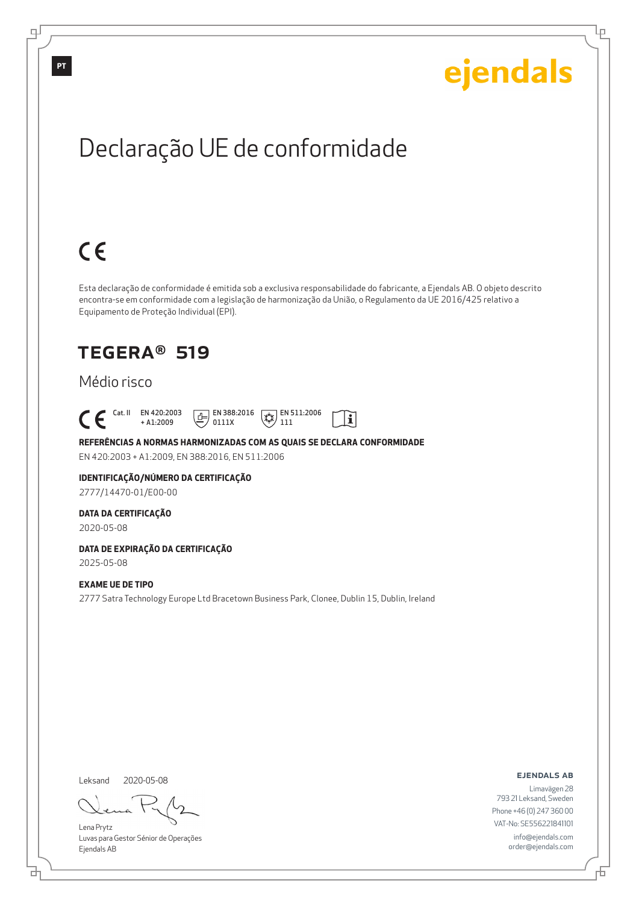PT

ejendals

# Declaração UE de conformidade

CE

Esta declaração de conformidade é emitida sob a exclusiva responsabilidade do fabricante, a Ejendals AB. O objeto descrito encontra-se em conformidade com a legislação de harmonização da União, o Regulamento da UE 2016/425 relativo a Equipamento de Proteção Individual (EPI).

## TEGERA® 519

Médio risco

CE Cat. II EN 420:2003 + A1:2009 EN 388:2016 0111X EN 511:2006 111

**REFERÊNCIAS A NORMAS HARMONIZADAS COM AS QUAIS SE DECLARA CONFORMIDADE**

EN 420:2003 + A1:2009, EN 388:2016, EN 511:2006

**IDENTIFICAÇÃO/NÚMERO DA CERTIFICAÇÃO**

2777/14470-01/E00-00

**DATA DA CERTIFICAÇÃO**

2020-05-08

**DATA DE EXPIRAÇÃO DA CERTIFICAÇÃO**

2025-05-08

**EXAME UE DE TIPO**

2777 Satra Technology Europe Ltd Bracetown Business Park, Clonee, Dublin 15, Dublin, Ireland

Leksand 2020-05-08

Lena Prytz
Luvas para Gestor Sénior de Operações
Ejendals AB

**EJENDALS AB**

Limavägen 28
793 21 Leksand, Sweden
Phone +46 (0) 247 360 00
VAT-No: SE556221841101
info@ejendals.com
order@ejendals.com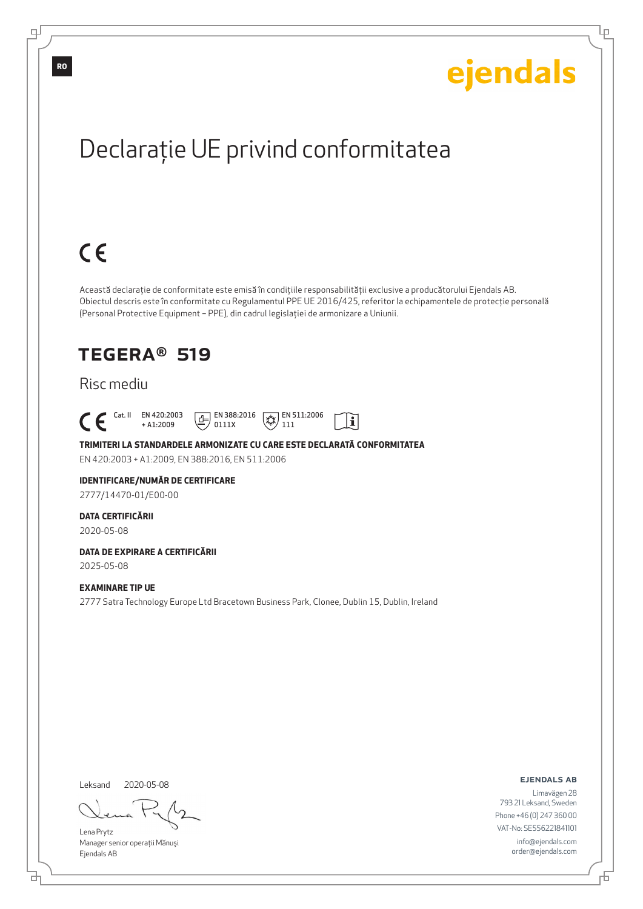RO

ejendals

# Declarație UE privind conformitatea

CE

Această declarație de conformitate este emisă în condițiile responsabilității exclusive a producătorului Ejendals AB. Obiectul descris este în conformitate cu Regulamentul PPE UE 2016/425, referitor la echipamentele de protecție personală (Personal Protective Equipment – PPE), din cadrul legislației de armonizare a Uniunii.

## TEGERA® 519

Risc mediu

CE Cat. II EN 420:2003 + A1:2009 EN 388:2016 0111X EN 511:2006 111

**TRIMITERI LA STANDARDELE ARMONIZATE CU CARE ESTE DECLARATĂ CONFORMITATEA**

EN 420:2003 + A1:2009, EN 388:2016, EN 511:2006

**IDENTIFICARE/NUMĂR DE CERTIFICARE**

2777/14470-01/E00-00

**DATA CERTIFICĂRII**

2020-05-08

**DATA DE EXPIRARE A CERTIFICĂRII**

2025-05-08

**EXAMINARE TIP UE**

2777 Satra Technology Europe Ltd Bracetown Business Park, Clonee, Dublin 15, Dublin, Ireland

Leksand 2020-05-08

Lena Prytz
Manager senior operații Mănuși
Ejendals AB

**EJENDALS AB**
Limavägen 28
793 21 Leksand, Sweden
Phone +46 (0) 247 360 00
VAT-No: SE556221841101
info@ejendals.com
order@ejendals.com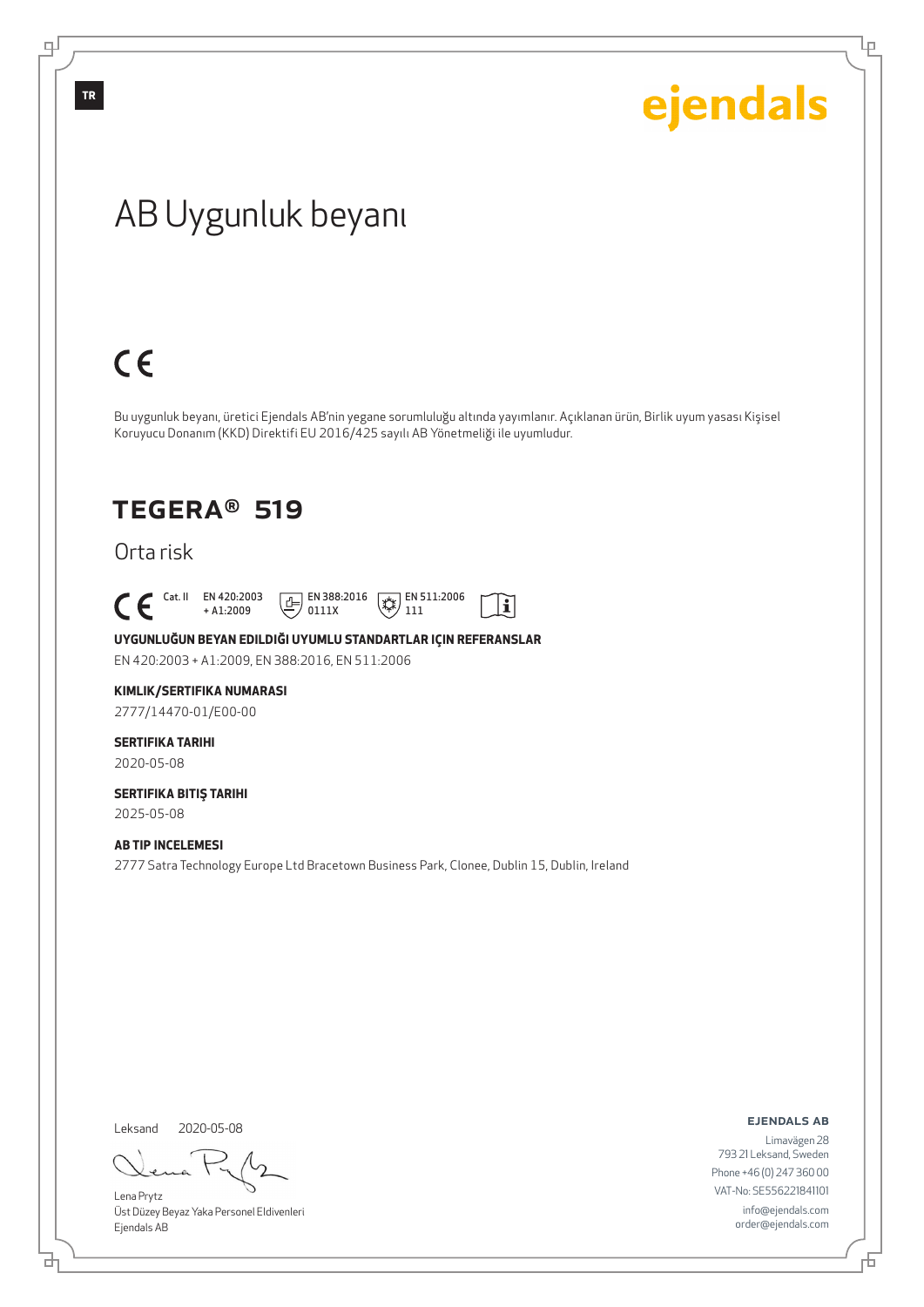TR

ejendals

# AB Uygunluk beyanı

CE

Bu uygunluk beyanı, üretici Ejendals AB'nin yegane sorumluluğu altında yayımlanır. Açıklanan ürün, Birlik uyum yasası Kişisel Koruyucu Donanım (KKD) Direktifi EU 2016/425 sayılı AB Yönetmeliği ile uyumludur.

## TEGERA® 519

Orta risk

CE Cat. II EN 420:2003 + A1:2009 EN 388:2016 0111X EN 511:2006 111

**UYGUNLUĞUN BEYAN EDILDIĞI UYUMLU STANDARTLAR IÇIN REFERANSLAR**

EN 420:2003 + A1:2009, EN 388:2016, EN 511:2006

**KIMLIK/SERTIFIKA NUMARASI**

2777/14470-01/E00-00

**SERTIFIKA TARIHI**

2020-05-08

**SERTIFIKA BITIŞ TARIHI**

2025-05-08

**AB TIP INCELEMESI**

2777 Satra Technology Europe Ltd Bracetown Business Park, Clonee, Dublin 15, Dublin, Ireland

Leksand 2020-05-08

Lena Prytz
Üst Düzey Beyaz Yaka Personel Eldivenleri
Ejendals AB

**EJENDALS AB**

Limavägen 28
793 21 Leksand, Sweden
Phone +46 (0) 247 360 00
VAT-No: SE556221841101
info@ejendals.com
order@ejendals.com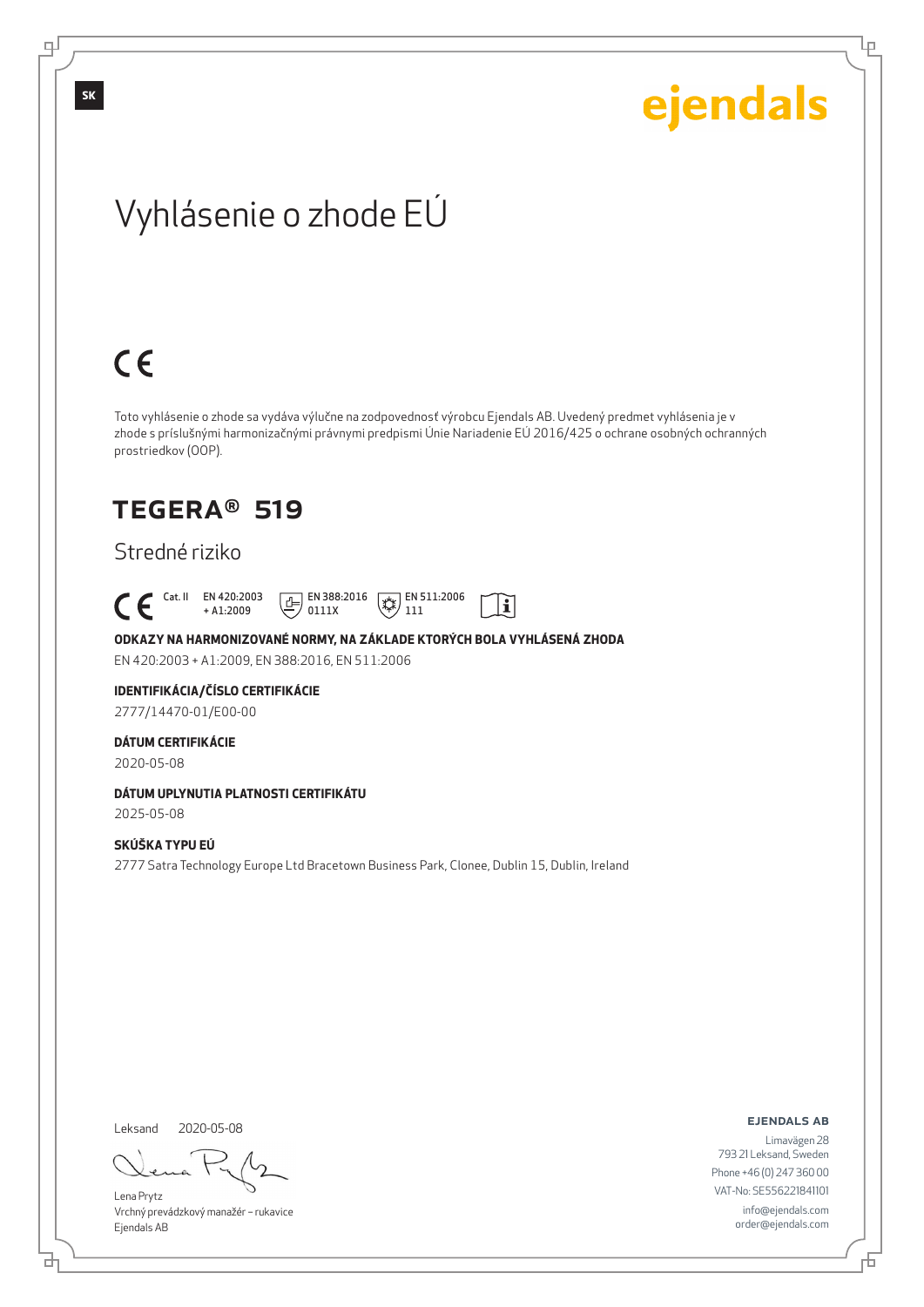SK

ejendals

# Vyhlásenie o zhode EÚ

CE

Toto vyhlásenie o zhode sa vydáva výlučne na zodpovednosť výrobcu Ejendals AB. Uvedený predmet vyhlásenia je v zhode s príslušnými harmonizačnými právnymi predpismi Únie Nariadenie EÚ 2016/425 o ochrane osobných ochranných prostriedkov (OOP).

## TEGERA® 519

Stredné riziko

CE Cat. II EN 420:2003 + A1:2009 EN 388:2016 0111X EN 511:2006 111

**ODKAZY NA HARMONIZOVANÉ NORMY, NA ZÁKLADE KTORÝCH BOLA VYHLÁSENÁ ZHODA**

EN 420:2003 + A1:2009, EN 388:2016, EN 511:2006

**IDENTIFIKÁCIA/ČÍSLO CERTIFIKÁCIE**

2777/14470-01/E00-00

**DÁTUM CERTIFIKÁCIE**

2020-05-08

**DÁTUM UPLYNUTIA PLATNOSTI CERTIFIKÁTU**

2025-05-08

**SKÚŠKA TYPU EÚ**

2777 Satra Technology Europe Ltd Bracetown Business Park, Clonee, Dublin 15, Dublin, Ireland

Leksand 2020-05-08

Lena Prytz
Vrchný prevádzkový manažér – rukavice
Ejendals AB

**EJENDALS AB**
Limavägen 28
793 21 Leksand, Sweden
Phone +46 (0) 247 360 00
VAT-No: SE556221841101
info@ejendals.com
order@ejendals.com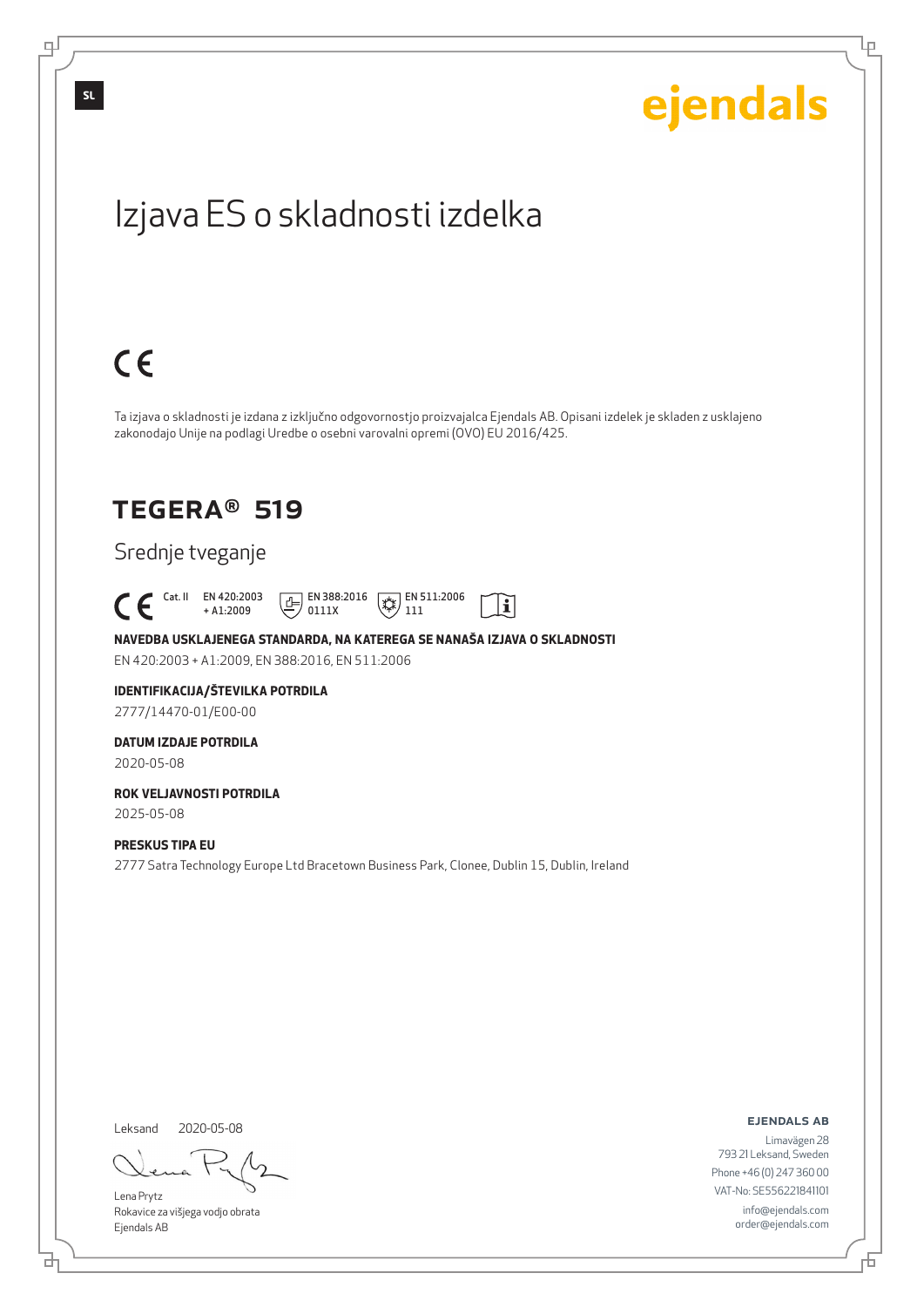SL

ejendals

# Izjava ES o skladnosti izdelka

CE

Ta izjava o skladnosti je izdana z izključno odgovornostjo proizvajalca Ejendals AB. Opisani izdelek je skladen z usklajeno zakonodajo Unije na podlagi Uredbe o osebni varovalni opremi (OVO) EU 2016/425.

## TEGERA® 519

Srednje tveganje

CE Cat. II EN 420:2003 + A1:2009 EN 388:2016 0111X EN 511:2006 111

**NAVEDBA USKLAJENEGA STANDARDA, NA KATEREGA SE NANAŠA IZJAVA O SKLADNOSTI**

EN 420:2003 + A1:2009, EN 388:2016, EN 511:2006

**IDENTIFIKACIJA/ŠTEVILKA POTRDILA**

2777/14470-01/E00-00

**DATUM IZDAJE POTRDILA**

2020-05-08

**ROK VELJAVNOSTI POTRDILA**

2025-05-08

**PRESKUS TIPA EU**

2777 Satra Technology Europe Ltd Bracetown Business Park, Clonee, Dublin 15, Dublin, Ireland

Leksand 2020-05-08

Lena Prytz
Rokavice za višjega vodjo obrata
Ejendals AB

**EJENDALS AB**

Limavägen 28
793 21 Leksand, Sweden
Phone +46 (0) 247 360 00
VAT-No: SE556221841101
info@ejendals.com
order@ejendals.com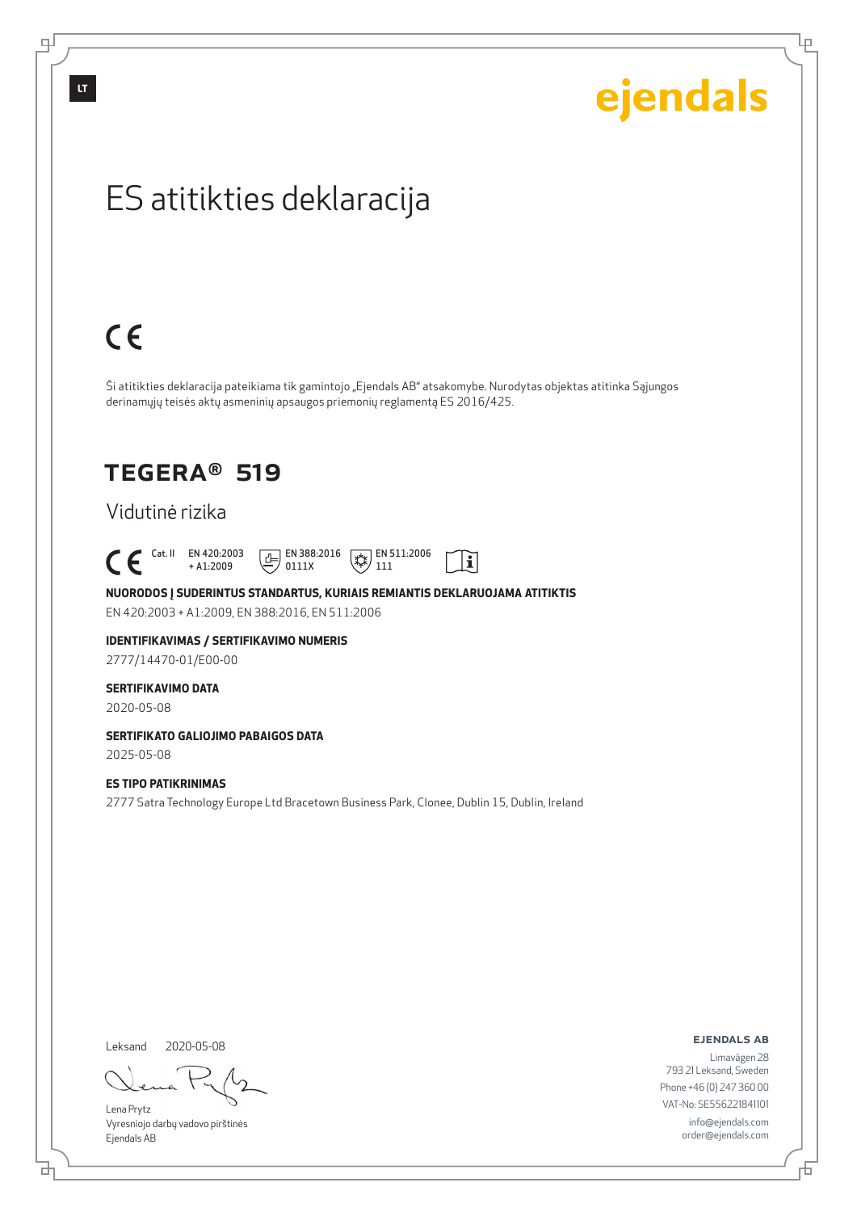LT

ejendals

# ES atitikties deklaracija

CE

Ši atitikties deklaracija pateikiama tik gamintojo „Ejendals AB" atsakomybe. Nurodytas objektas atitinka Sąjungos derinamųjų teisės aktų asmeninių apsaugos priemonių reglamentą ES 2016/425.

## TEGERA® 519

Vidutinė rizika

CE Cat. II EN 420:2003 + A1:2009 EN 388:2016 0111X EN 511:2006 111

**NUORODOS Į SUDERINTUS STANDARTUS, KURIAIS REMIANTIS DEKLARUOJAMA ATITIKTIS**

EN 420:2003 + A1:2009, EN 388:2016, EN 511:2006

**IDENTIFIKAVIMAS / SERTIFIKAVIMO NUMERIS**

2777/14470-01/E00-00

**SERTIFIKAVIMO DATA**

2020-05-08

**SERTIFIKATO GALIOJIMO PABAIGOS DATA**

2025-05-08

**ES TIPO PATIKRINIMAS**

2777 Satra Technology Europe Ltd Bracetown Business Park, Clonee, Dublin 15, Dublin, Ireland

Leksand 2020-05-08

Lena Prytz
Vyresniojo darbų vadovo pirštinės
Ejendals AB

**EJENDALS AB**

Limavägen 28
793 21 Leksand, Sweden
Phone +46 (0) 247 360 00
VAT-No: SE556221841101
info@ejendals.com
order@ejendals.com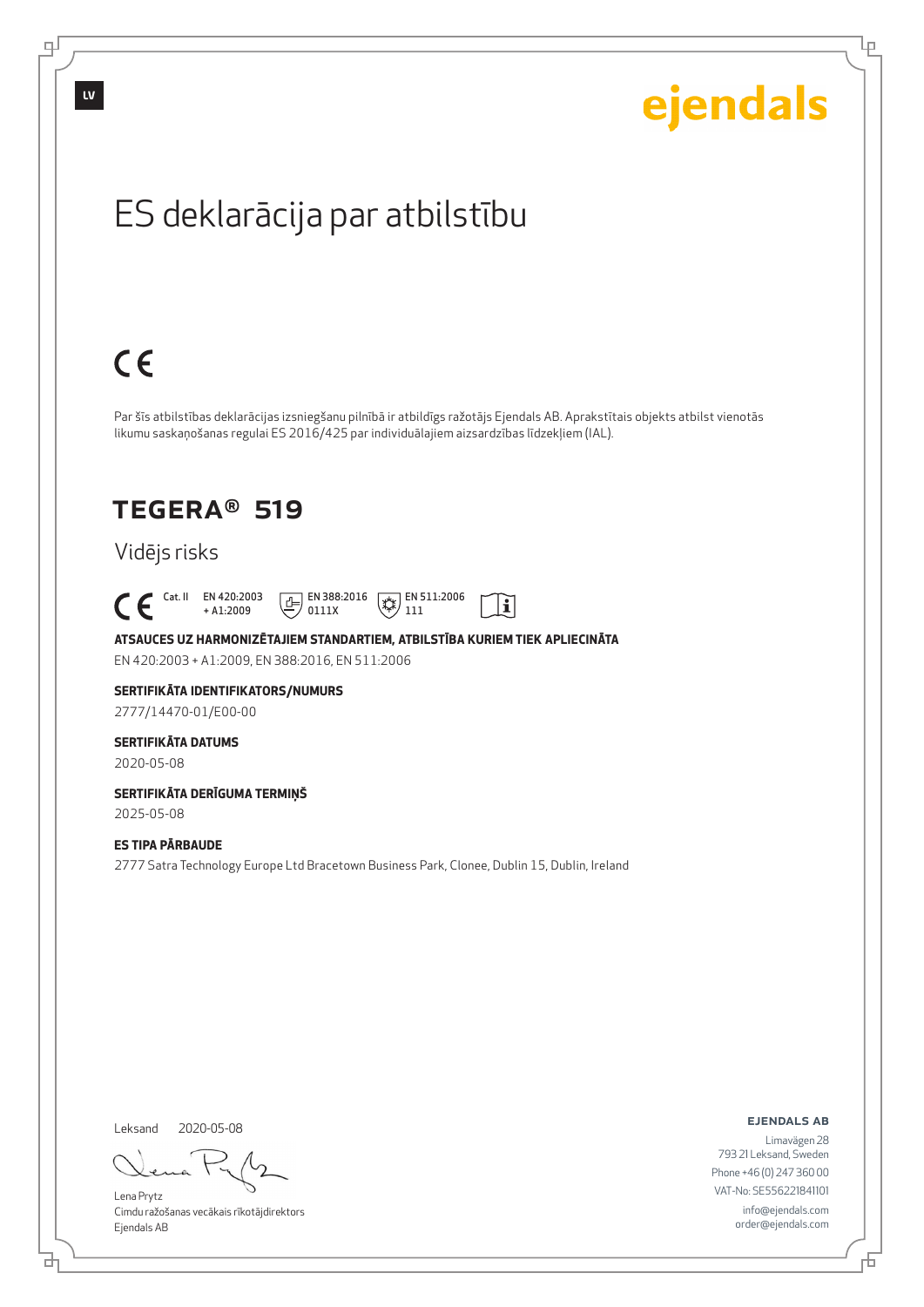LV

ejendals

# ES deklarācija par atbilstību

CE

Par šīs atbilstības deklarācijas izsniegšanu pilnībā ir atbildīgs ražotājs Ejendals AB. Aprakstītais objekts atbilst vienotās likumu saskaņošanas regulai ES 2016/425 par individuālajiem aizsardzības līdzekļiem (IAL).

## TEGERA® 519

Vidējs risks

CE Cat. II EN 420:2003 + A1:2009 EN 388:2016 0111X EN 511:2006 111

**ATSAUCES UZ HARMONIZĒTAJIEM STANDARTIEM, ATBILSTĪBA KURIEM TIEK APLIECINĀTA**

EN 420:2003 + A1:2009, EN 388:2016, EN 511:2006

**SERTIFIKĀTA IDENTIFIKATORS/NUMURS**

2777/14470-01/E00-00

**SERTIFIKĀTA DATUMS**

2020-05-08

**SERTIFIKĀTA DERĪGUMA TERMIŅŠ**

2025-05-08

**ES TIPA PĀRBAUDE**

2777 Satra Technology Europe Ltd Bracetown Business Park, Clonee, Dublin 15, Dublin, Ireland

Leksand 2020-05-08

Lena Prytz
Cimdu ražošanas vecākais rīkotājdirektors
Ejendals AB

**EJENDALS AB**
Limavägen 28
793 21 Leksand, Sweden
Phone +46 (0) 247 360 00
VAT-No: SE556221841101
info@ejendals.com
order@ejendals.com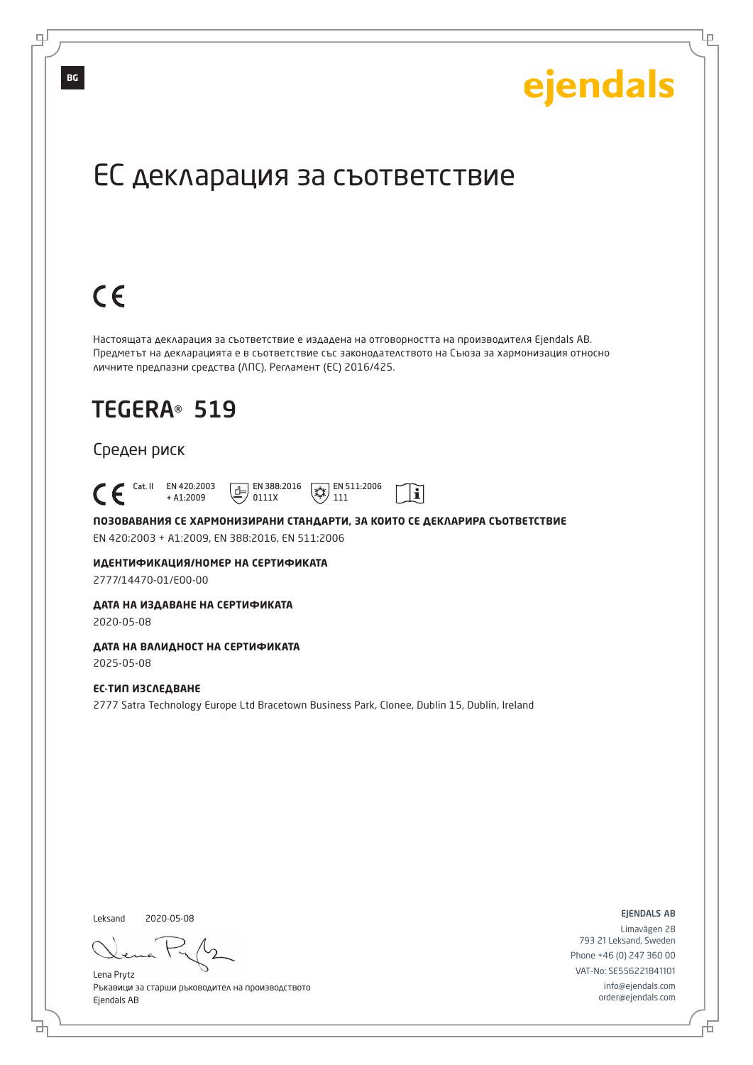BG

ejendals

# ЕС декларация за съответствие

CE

Настоящата декларация за съответствие е издадена на отговорността на производителя Ejendals AB. Предметът на декларацията е в съответствие със законодателството на Съюза за хармонизация относно личните предпазни средства (ЛПС), Регламент (ЕС) 2016/425.

## TEGERA® 519

Среден риск

CE Cat. II EN 420:2003 + A1:2009 EN 388:2016 0111X EN 511:2006 111

**ПОЗОВАВАНИЯ СЕ ХАРМОНИЗИРАНИ СТАНДАРТИ, ЗА КОИТО СЕ ДЕКЛАРИРА СЪОТВЕТСТВИЕ**

EN 420:2003 + A1:2009, EN 388:2016, EN 511:2006

**ИДЕНТИФИКАЦИЯ/НОМЕР НА СЕРТИФИКАТА**

2777/14470-01/E00-00

**ДАТА НА ИЗДАВАНЕ НА СЕРТИФИКАТА**

2020-05-08

**ДАТА НА ВАЛИДНОСТ НА СЕРТИФИКАТА**

2025-05-08

**ЕС-ТИП ИЗСЛЕДВАНЕ**

2777 Satra Technology Europe Ltd Bracetown Business Park, Clonee, Dublin 15, Dublin, Ireland

Leksand 2020-05-08

Lena Prytz
Ръкавици за старши ръководител на производството
Ejendals AB

EJENDALS AB
Limavägen 28
793 21 Leksand, Sweden
Phone +46 (0) 247 360 00
VAT-No: SE556221841101
info@ejendals.com
order@ejendals.com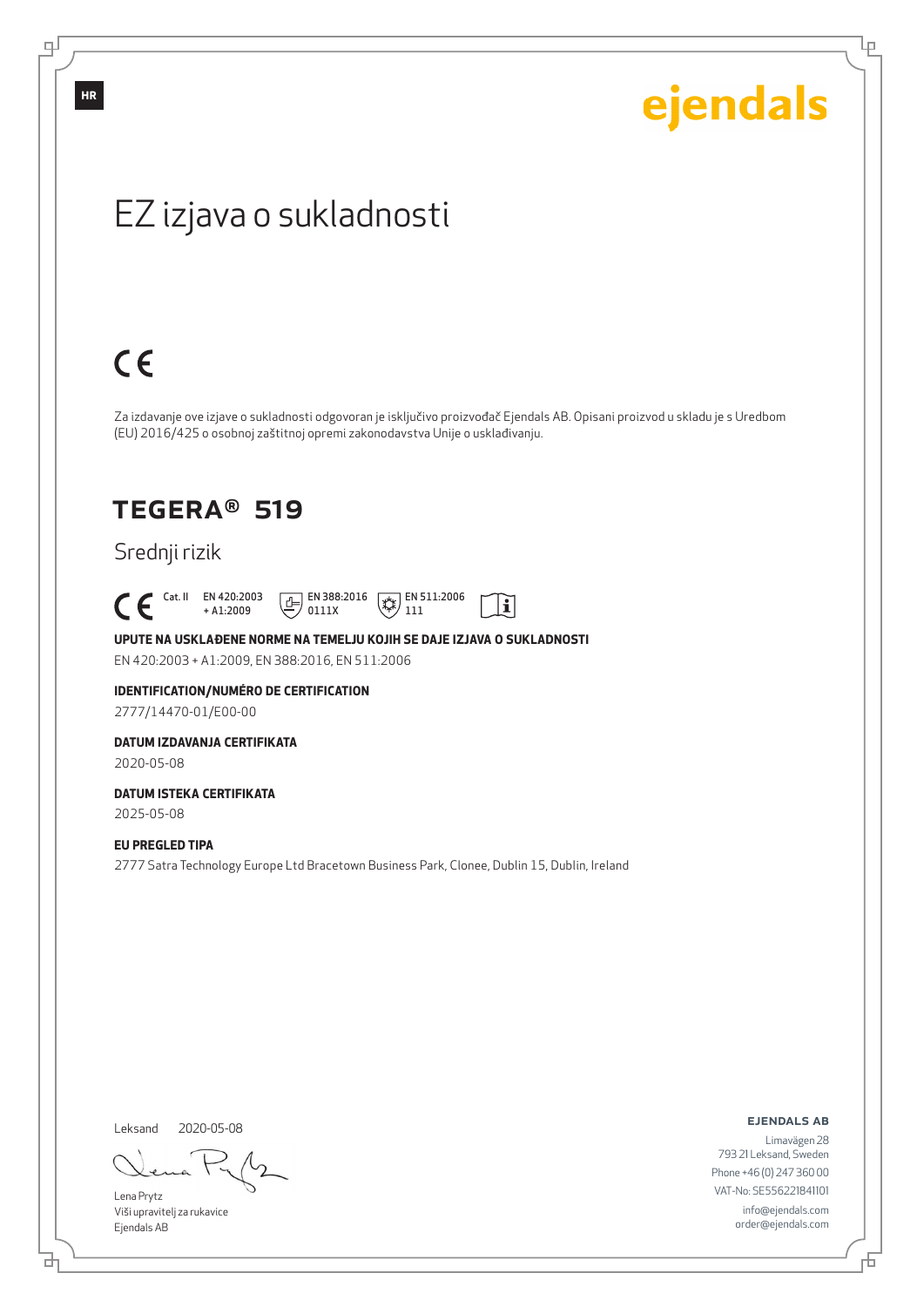HR

ejendals

# EZ izjava o sukladnosti

CE

Za izdavanje ove izjave o sukladnosti odgovoran je isključivo proizvođač Ejendals AB. Opisani proizvod u skladu je s Uredbom (EU) 2016/425 o osobnoj zaštitnoj opremi zakonodavstva Unije o usklađivanju.

## TEGERA® 519

Srednji rizik

CE Cat. II EN 420:2003 + A1:2009 EN 388:2016 0111X EN 511:2006 111

**UPUTE NA USKLAĐENE NORME NA TEMELJU KOJIH SE DAJE IZJAVA O SUKLADNOSTI**

EN 420:2003 + A1:2009, EN 388:2016, EN 511:2006

**IDENTIFICATION/NUMÉRO DE CERTIFICATION**

2777/14470-01/E00-00

**DATUM IZDAVANJA CERTIFIKATA**

2020-05-08

**DATUM ISTEKA CERTIFIKATA**

2025-05-08

**EU PREGLED TIPA**

2777 Satra Technology Europe Ltd Bracetown Business Park, Clonee, Dublin 15, Dublin, Ireland

Leksand 2020-05-08

Lena Prytz
Viši upravitelj za rukavice
Ejendals AB

**EJENDALS AB**
Limavägen 28
793 21 Leksand, Sweden
Phone +46 (0) 247 360 00
VAT-No: SE556221841101
info@ejendals.com
order@ejendals.com